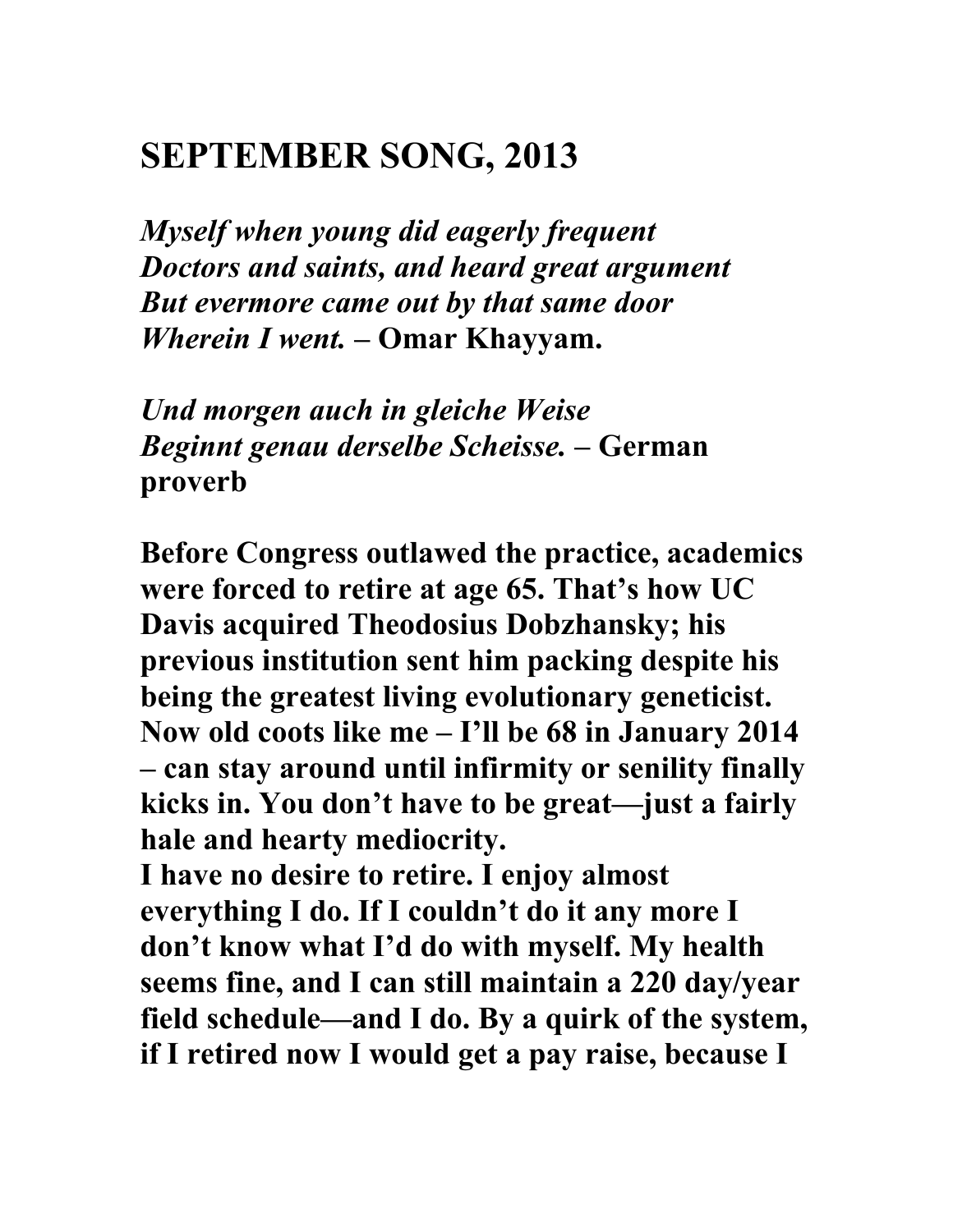# SEPTEMBER SONG, 2013

***Myself when young did eagerly frequent***
***Doctors and saints, and heard great argument***
***But evermore came out by that same door***
***Wherein I went.* – Omar Khayyam.**

***Und morgen auch in gleiche Weise***
***Beginnt genau derselbe Scheisse.* – German proverb**

**Before Congress outlawed the practice, academics were forced to retire at age 65. That's how UC Davis acquired Theodosius Dobzhansky; his previous institution sent him packing despite his being the greatest living evolutionary geneticist. Now old coots like me – I'll be 68 in January 2014 – can stay around until infirmity or senility finally kicks in. You don't have to be great—just a fairly hale and hearty mediocrity.**

**I have no desire to retire. I enjoy almost everything I do. If I couldn't do it any more I don't know what I'd do with myself. My health seems fine, and I can still maintain a 220 day/year field schedule—and I do. By a quirk of the system, if I retired now I would get a pay raise, because I**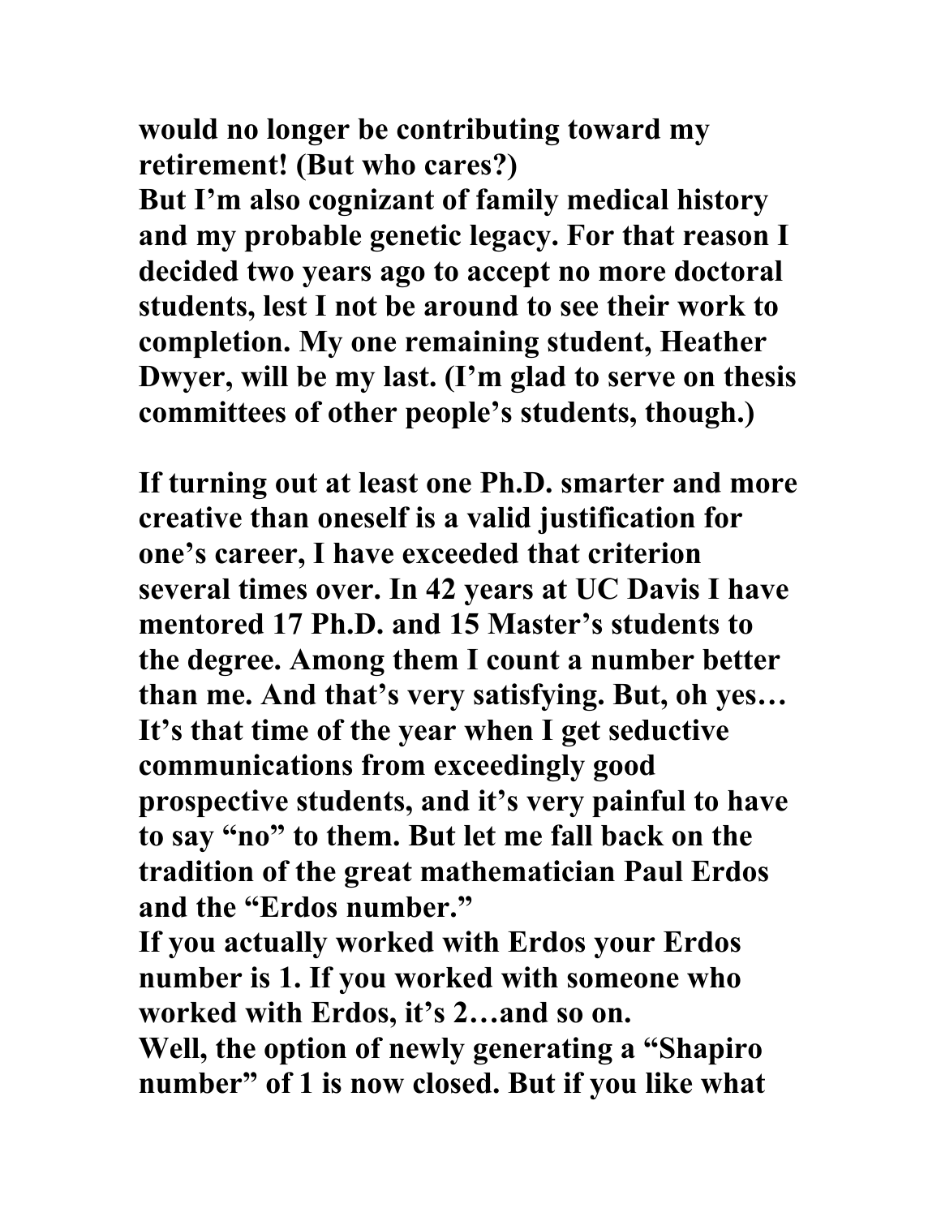would no longer be contributing toward my retirement! (But who cares?)
But I'm also cognizant of family medical history and my probable genetic legacy. For that reason I decided two years ago to accept no more doctoral students, lest I not be around to see their work to completion. My one remaining student, Heather Dwyer, will be my last. (I'm glad to serve on thesis committees of other people's students, though.)

If turning out at least one Ph.D. smarter and more creative than oneself is a valid justification for one's career, I have exceeded that criterion several times over. In 42 years at UC Davis I have mentored 17 Ph.D. and 15 Master's students to the degree. Among them I count a number better than me. And that's very satisfying. But, oh yes… It's that time of the year when I get seductive communications from exceedingly good prospective students, and it's very painful to have to say "no" to them. But let me fall back on the tradition of the great mathematician Paul Erdos and the "Erdos number."
If you actually worked with Erdos your Erdos number is 1. If you worked with someone who worked with Erdos, it's 2…and so on.
Well, the option of newly generating a "Shapiro number" of 1 is now closed. But if you like what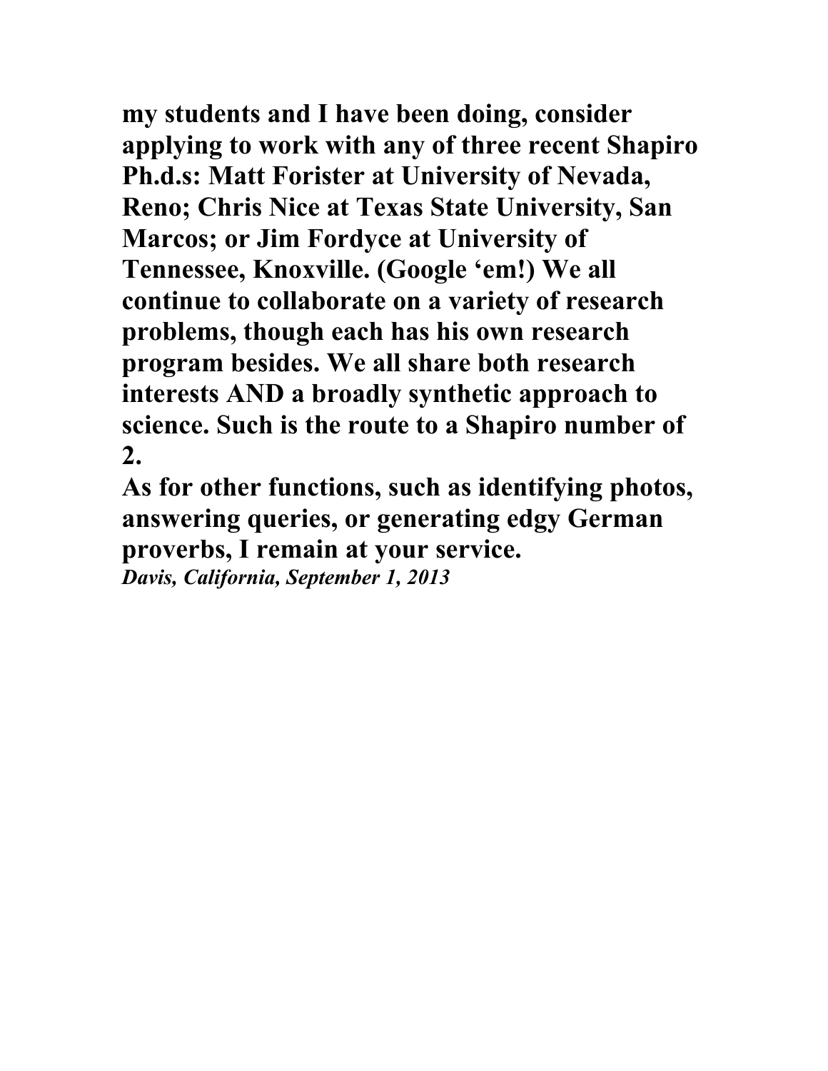**my students and I have been doing, consider applying to work with any of three recent Shapiro Ph.d.s: Matt Forister at University of Nevada, Reno; Chris Nice at Texas State University, San Marcos; or Jim Fordyce at University of Tennessee, Knoxville. (Google 'em!) We all continue to collaborate on a variety of research problems, though each has his own research program besides. We all share both research interests AND a broadly synthetic approach to science. Such is the route to a Shapiro number of 2.**

**As for other functions, such as identifying photos, answering queries, or generating edgy German proverbs, I remain at your service.**

***Davis, California, September 1, 2013***